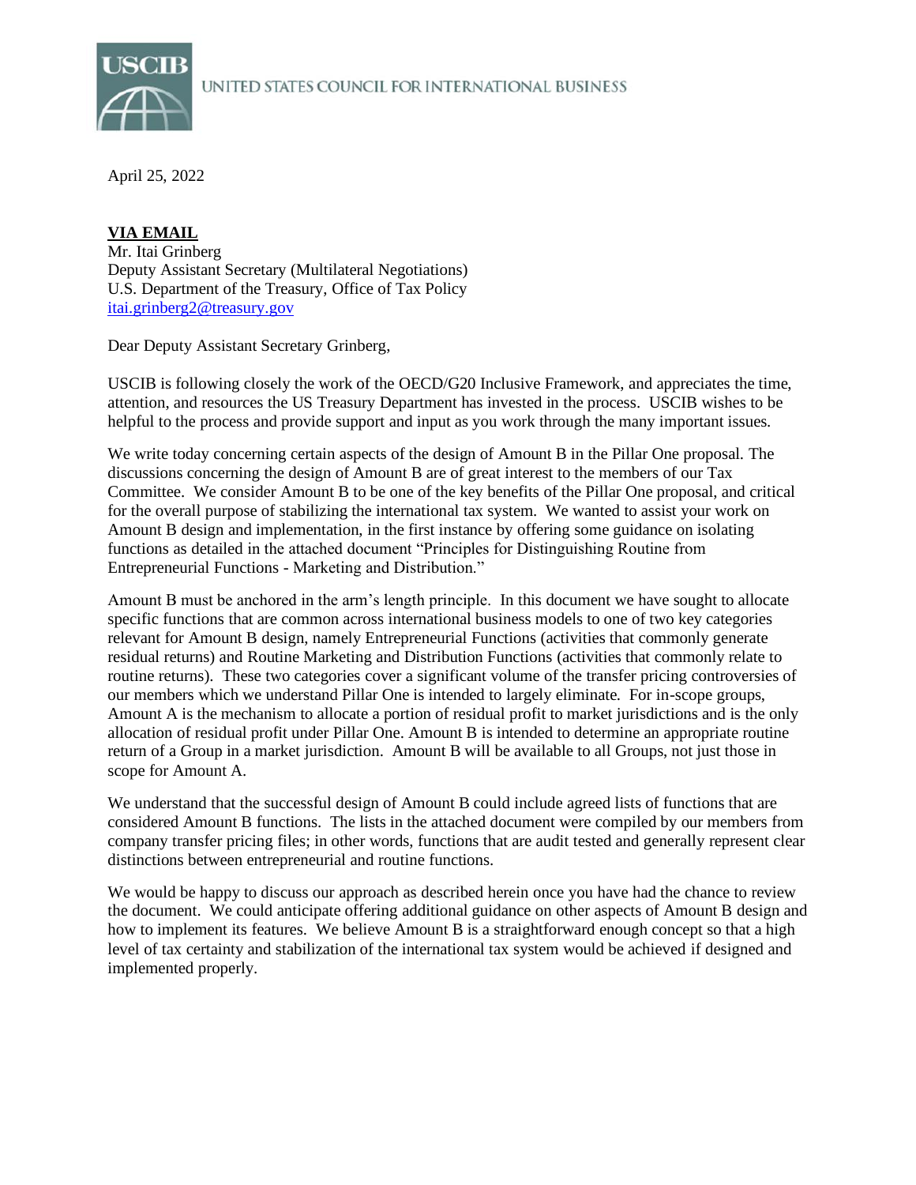UNITED STATES COUNCIL FOR INTERNATIONAL BUSINESS

April 25, 2022

**VIA EMAIL**
Mr. Itai Grinberg
Deputy Assistant Secretary (Multilateral Negotiations)
U.S. Department of the Treasury, Office of Tax Policy
itai.grinberg2@treasury.gov

Dear Deputy Assistant Secretary Grinberg,

USCIB is following closely the work of the OECD/G20 Inclusive Framework, and appreciates the time, attention, and resources the US Treasury Department has invested in the process. USCIB wishes to be helpful to the process and provide support and input as you work through the many important issues.

We write today concerning certain aspects of the design of Amount B in the Pillar One proposal. The discussions concerning the design of Amount B are of great interest to the members of our Tax Committee. We consider Amount B to be one of the key benefits of the Pillar One proposal, and critical for the overall purpose of stabilizing the international tax system. We wanted to assist your work on Amount B design and implementation, in the first instance by offering some guidance on isolating functions as detailed in the attached document "Principles for Distinguishing Routine from Entrepreneurial Functions - Marketing and Distribution."

Amount B must be anchored in the arm's length principle. In this document we have sought to allocate specific functions that are common across international business models to one of two key categories relevant for Amount B design, namely Entrepreneurial Functions (activities that commonly generate residual returns) and Routine Marketing and Distribution Functions (activities that commonly relate to routine returns). These two categories cover a significant volume of the transfer pricing controversies of our members which we understand Pillar One is intended to largely eliminate. For in-scope groups, Amount A is the mechanism to allocate a portion of residual profit to market jurisdictions and is the only allocation of residual profit under Pillar One. Amount B is intended to determine an appropriate routine return of a Group in a market jurisdiction. Amount B will be available to all Groups, not just those in scope for Amount A.

We understand that the successful design of Amount B could include agreed lists of functions that are considered Amount B functions. The lists in the attached document were compiled by our members from company transfer pricing files; in other words, functions that are audit tested and generally represent clear distinctions between entrepreneurial and routine functions.

We would be happy to discuss our approach as described herein once you have had the chance to review the document. We could anticipate offering additional guidance on other aspects of Amount B design and how to implement its features. We believe Amount B is a straightforward enough concept so that a high level of tax certainty and stabilization of the international tax system would be achieved if designed and implemented properly.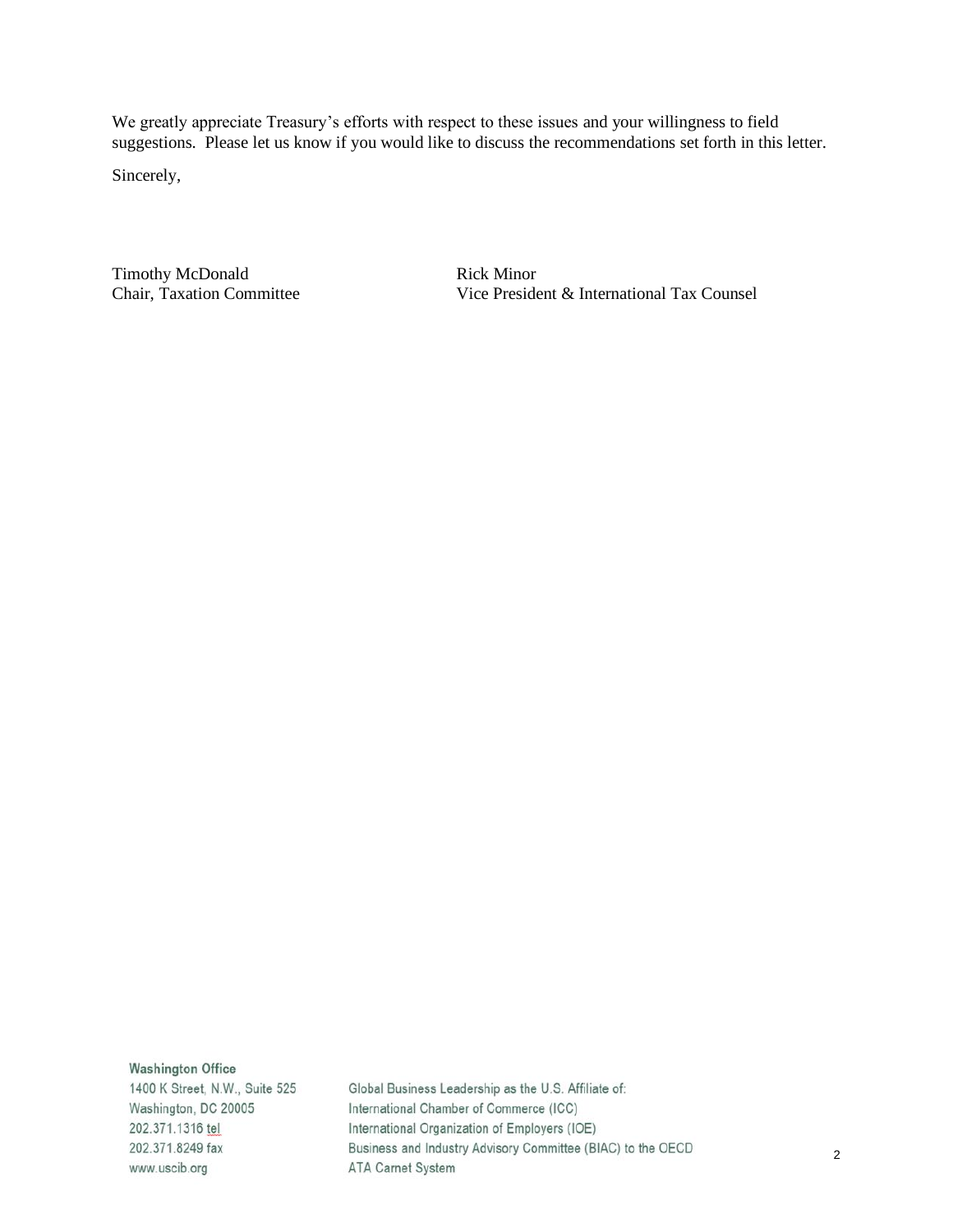We greatly appreciate Treasury's efforts with respect to these issues and your willingness to field suggestions. Please let us know if you would like to discuss the recommendations set forth in this letter.

Sincerely,

Timothy McDonald
Chair, Taxation Committee

Rick Minor
Vice President & International Tax Counsel

**Washington Office**
1400 K Street, N.W., Suite 525
Washington, DC 20005
202.371.1316 tel
202.371.8249 fax
www.uscib.org

Global Business Leadership as the U.S. Affiliate of:
International Chamber of Commerce (ICC)
International Organization of Employers (IOE)
Business and Industry Advisory Committee (BIAC) to the OECD
ATA Carnet System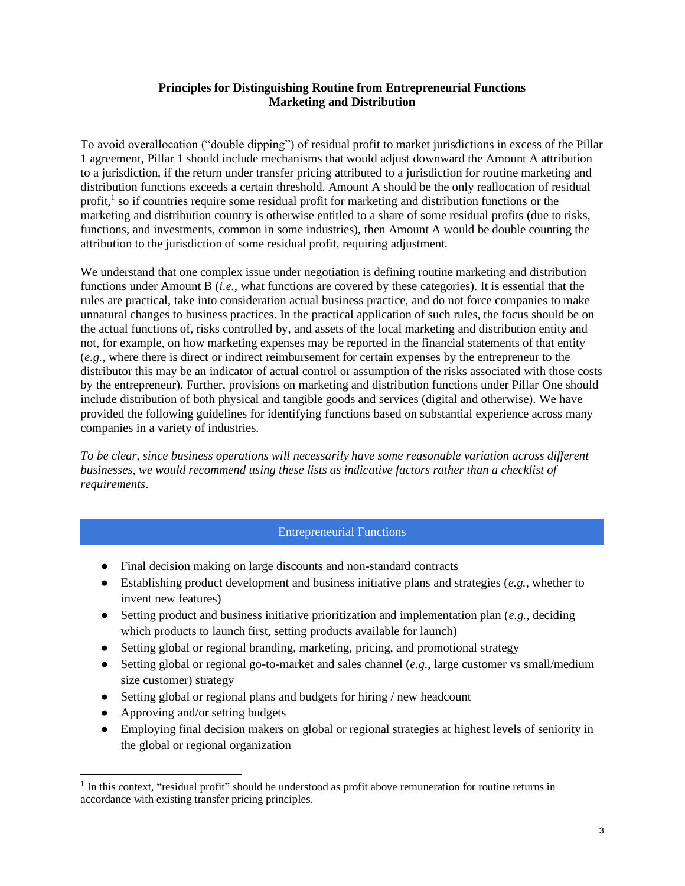**Principles for Distinguishing Routine from Entrepreneurial Functions**
**Marketing and Distribution**

To avoid overallocation ("double dipping") of residual profit to market jurisdictions in excess of the Pillar 1 agreement, Pillar 1 should include mechanisms that would adjust downward the Amount A attribution to a jurisdiction, if the return under transfer pricing attributed to a jurisdiction for routine marketing and distribution functions exceeds a certain threshold. Amount A should be the only reallocation of residual profit,[1] so if countries require some residual profit for marketing and distribution functions or the marketing and distribution country is otherwise entitled to a share of some residual profits (due to risks, functions, and investments, common in some industries), then Amount A would be double counting the attribution to the jurisdiction of some residual profit, requiring adjustment.

We understand that one complex issue under negotiation is defining routine marketing and distribution functions under Amount B (*i.e.*, what functions are covered by these categories). It is essential that the rules are practical, take into consideration actual business practice, and do not force companies to make unnatural changes to business practices. In the practical application of such rules, the focus should be on the actual functions of, risks controlled by, and assets of the local marketing and distribution entity and not, for example, on how marketing expenses may be reported in the financial statements of that entity (*e.g.*, where there is direct or indirect reimbursement for certain expenses by the entrepreneur to the distributor this may be an indicator of actual control or assumption of the risks associated with those costs by the entrepreneur). Further, provisions on marketing and distribution functions under Pillar One should include distribution of both physical and tangible goods and services (digital and otherwise). We have provided the following guidelines for identifying functions based on substantial experience across many companies in a variety of industries.

*To be clear, since business operations will necessarily have some reasonable variation across different businesses, we would recommend using these lists as indicative factors rather than a checklist of requirements*.

## Entrepreneurial Functions

- Final decision making on large discounts and non-standard contracts
- Establishing product development and business initiative plans and strategies (*e.g.*, whether to invent new features)
- Setting product and business initiative prioritization and implementation plan (*e.g.*, deciding which products to launch first, setting products available for launch)
- Setting global or regional branding, marketing, pricing, and promotional strategy
- Setting global or regional go-to-market and sales channel (*e.g.*, large customer vs small/medium size customer) strategy
- Setting global or regional plans and budgets for hiring / new headcount
- Approving and/or setting budgets
- Employing final decision makers on global or regional strategies at highest levels of seniority in the global or regional organization

[1] In this context, "residual profit" should be understood as profit above remuneration for routine returns in accordance with existing transfer pricing principles.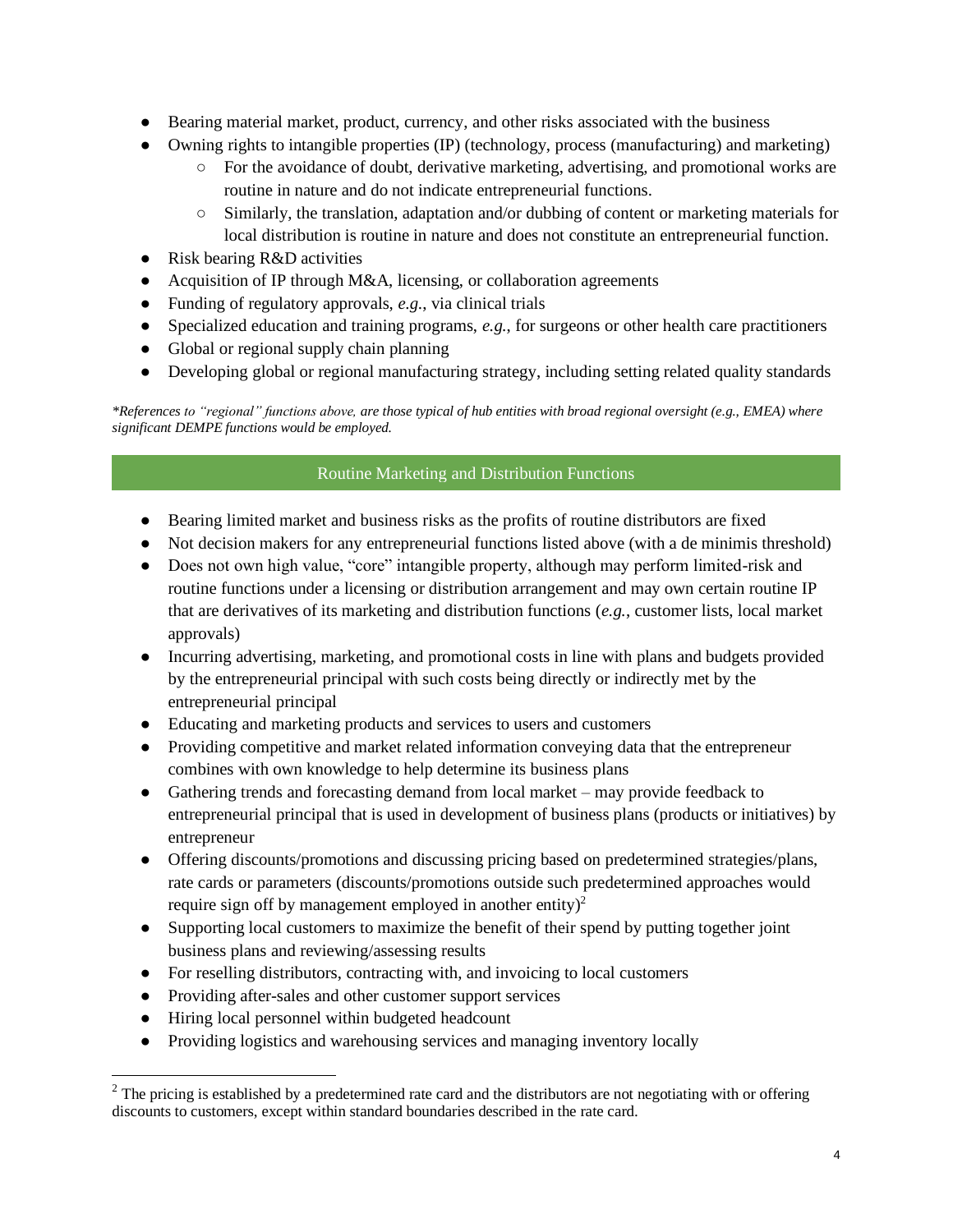- Bearing material market, product, currency, and other risks associated with the business
- Owning rights to intangible properties (IP) (technology, process (manufacturing) and marketing)
    - For the avoidance of doubt, derivative marketing, advertising, and promotional works are routine in nature and do not indicate entrepreneurial functions.
    - Similarly, the translation, adaptation and/or dubbing of content or marketing materials for local distribution is routine in nature and does not constitute an entrepreneurial function.
- Risk bearing R&D activities
- Acquisition of IP through M&A, licensing, or collaboration agreements
- Funding of regulatory approvals, *e.g.*, via clinical trials
- Specialized education and training programs, *e.g.*, for surgeons or other health care practitioners
- Global or regional supply chain planning
- Developing global or regional manufacturing strategy, including setting related quality standards

*\*References to "regional" functions above, are those typical of hub entities with broad regional oversight (e.g., EMEA) where significant DEMPE functions would be employed.*

## Routine Marketing and Distribution Functions

- Bearing limited market and business risks as the profits of routine distributors are fixed
- Not decision makers for any entrepreneurial functions listed above (with a de minimis threshold)
- Does not own high value, "core" intangible property, although may perform limited-risk and routine functions under a licensing or distribution arrangement and may own certain routine IP that are derivatives of its marketing and distribution functions (*e.g.*, customer lists, local market approvals)
- Incurring advertising, marketing, and promotional costs in line with plans and budgets provided by the entrepreneurial principal with such costs being directly or indirectly met by the entrepreneurial principal
- Educating and marketing products and services to users and customers
- Providing competitive and market related information conveying data that the entrepreneur combines with own knowledge to help determine its business plans
- Gathering trends and forecasting demand from local market – may provide feedback to entrepreneurial principal that is used in development of business plans (products or initiatives) by entrepreneur
- Offering discounts/promotions and discussing pricing based on predetermined strategies/plans, rate cards or parameters (discounts/promotions outside such predetermined approaches would require sign off by management employed in another entity)[2]
- Supporting local customers to maximize the benefit of their spend by putting together joint business plans and reviewing/assessing results
- For reselling distributors, contracting with, and invoicing to local customers
- Providing after-sales and other customer support services
- Hiring local personnel within budgeted headcount
- Providing logistics and warehousing services and managing inventory locally

[2] The pricing is established by a predetermined rate card and the distributors are not negotiating with or offering discounts to customers, except within standard boundaries described in the rate card.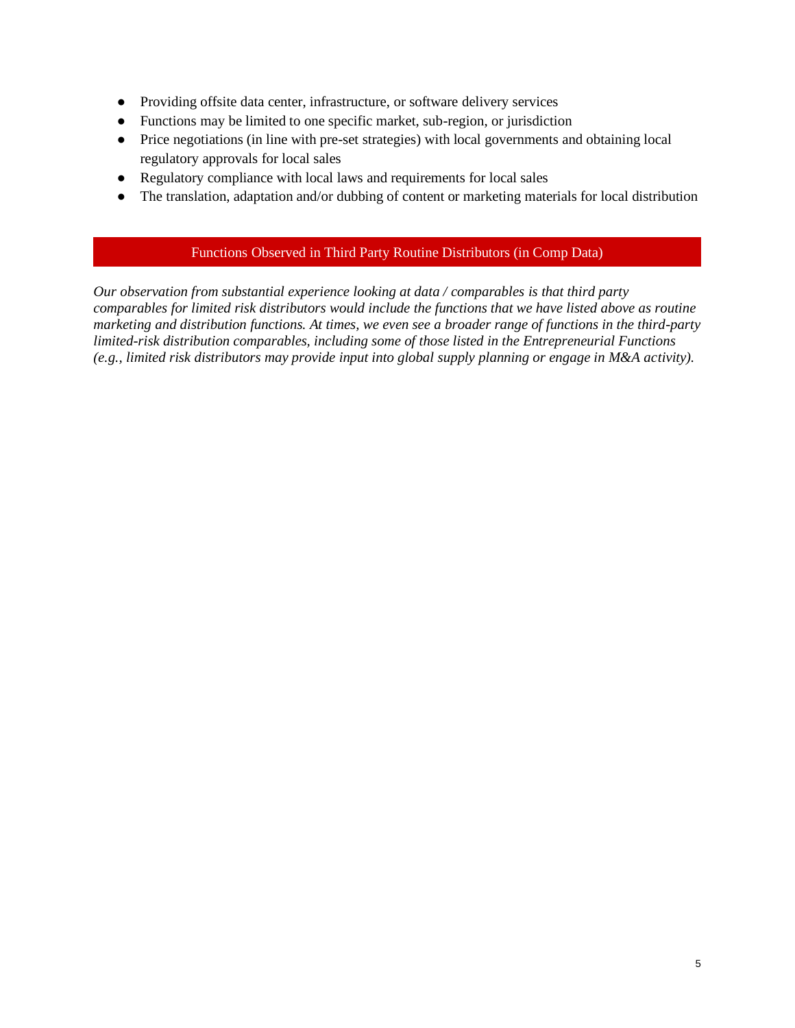- Providing offsite data center, infrastructure, or software delivery services
- Functions may be limited to one specific market, sub-region, or jurisdiction
- Price negotiations (in line with pre-set strategies) with local governments and obtaining local regulatory approvals for local sales
- Regulatory compliance with local laws and requirements for local sales
- The translation, adaptation and/or dubbing of content or marketing materials for local distribution

## Functions Observed in Third Party Routine Distributors (in Comp Data)

*Our observation from substantial experience looking at data / comparables is that third party comparables for limited risk distributors would include the functions that we have listed above as routine marketing and distribution functions. At times, we even see a broader range of functions in the third-party limited-risk distribution comparables, including some of those listed in the Entrepreneurial Functions (e.g., limited risk distributors may provide input into global supply planning or engage in M&A activity).*